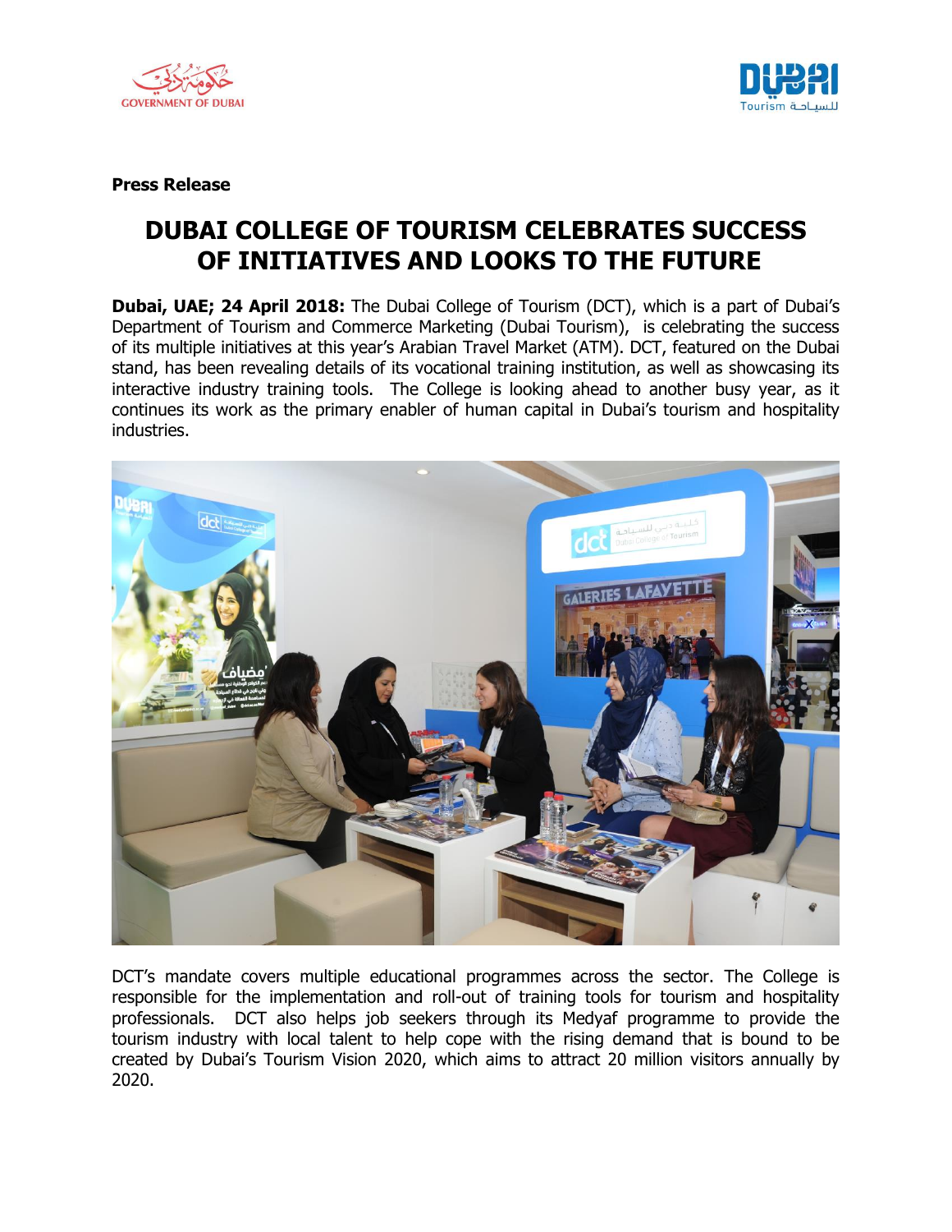**Press Release**

# DUBAI COLLEGE OF TOURISM CELEBRATES SUCCESS OF INITIATIVES AND LOOKS TO THE FUTURE

**Dubai, UAE; 24 April 2018:** The Dubai College of Tourism (DCT), which is a part of Dubai's Department of Tourism and Commerce Marketing (Dubai Tourism), is celebrating the success of its multiple initiatives at this year's Arabian Travel Market (ATM). DCT, featured on the Dubai stand, has been revealing details of its vocational training institution, as well as showcasing its interactive industry training tools. The College is looking ahead to another busy year, as it continues its work as the primary enabler of human capital in Dubai's tourism and hospitality industries.

DCT's mandate covers multiple educational programmes across the sector. The College is responsible for the implementation and roll-out of training tools for tourism and hospitality professionals. DCT also helps job seekers through its Medyaf programme to provide the tourism industry with local talent to help cope with the rising demand that is bound to be created by Dubai's Tourism Vision 2020, which aims to attract 20 million visitors annually by 2020.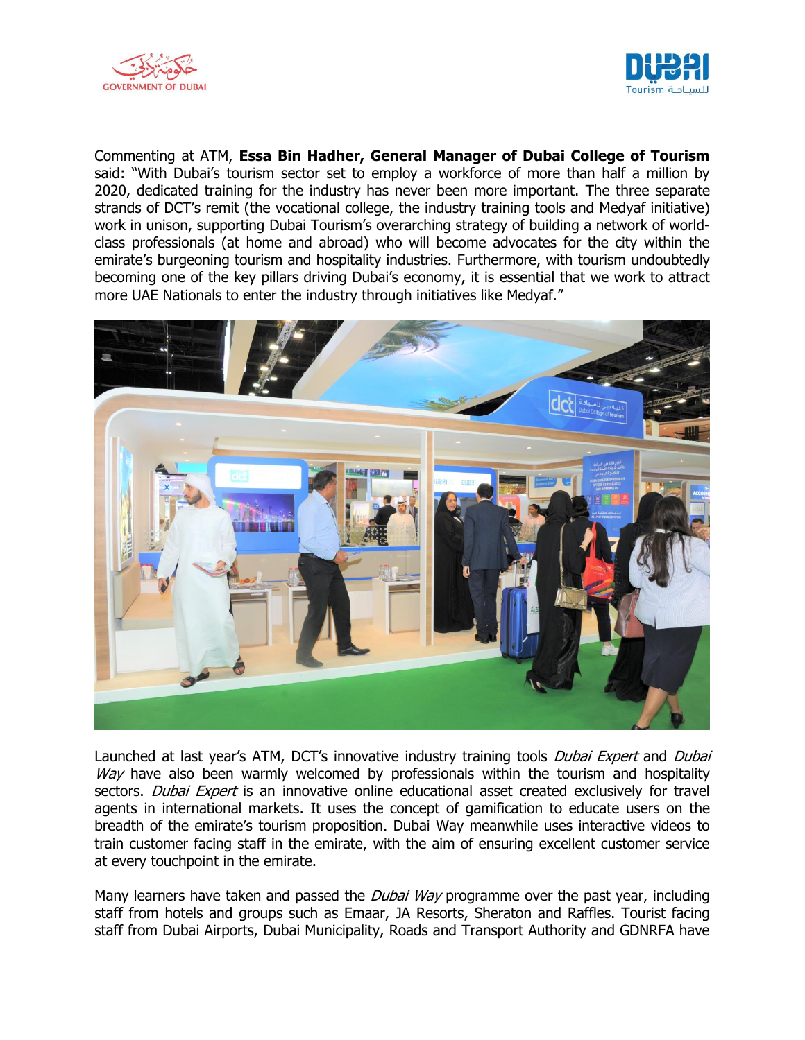Commenting at ATM, **Essa Bin Hadher, General Manager of Dubai College of Tourism** said: "With Dubai's tourism sector set to employ a workforce of more than half a million by 2020, dedicated training for the industry has never been more important. The three separate strands of DCT's remit (the vocational college, the industry training tools and Medyaf initiative) work in unison, supporting Dubai Tourism's overarching strategy of building a network of world-class professionals (at home and abroad) who will become advocates for the city within the emirate's burgeoning tourism and hospitality industries. Furthermore, with tourism undoubtedly becoming one of the key pillars driving Dubai's economy, it is essential that we work to attract more UAE Nationals to enter the industry through initiatives like Medyaf."

Launched at last year's ATM, DCT's innovative industry training tools *Dubai Expert* and *Dubai Way* have also been warmly welcomed by professionals within the tourism and hospitality sectors. *Dubai Expert* is an innovative online educational asset created exclusively for travel agents in international markets. It uses the concept of gamification to educate users on the breadth of the emirate's tourism proposition. Dubai Way meanwhile uses interactive videos to train customer facing staff in the emirate, with the aim of ensuring excellent customer service at every touchpoint in the emirate.

Many learners have taken and passed the *Dubai Way* programme over the past year, including staff from hotels and groups such as Emaar, JA Resorts, Sheraton and Raffles. Tourist facing staff from Dubai Airports, Dubai Municipality, Roads and Transport Authority and GDNRFA have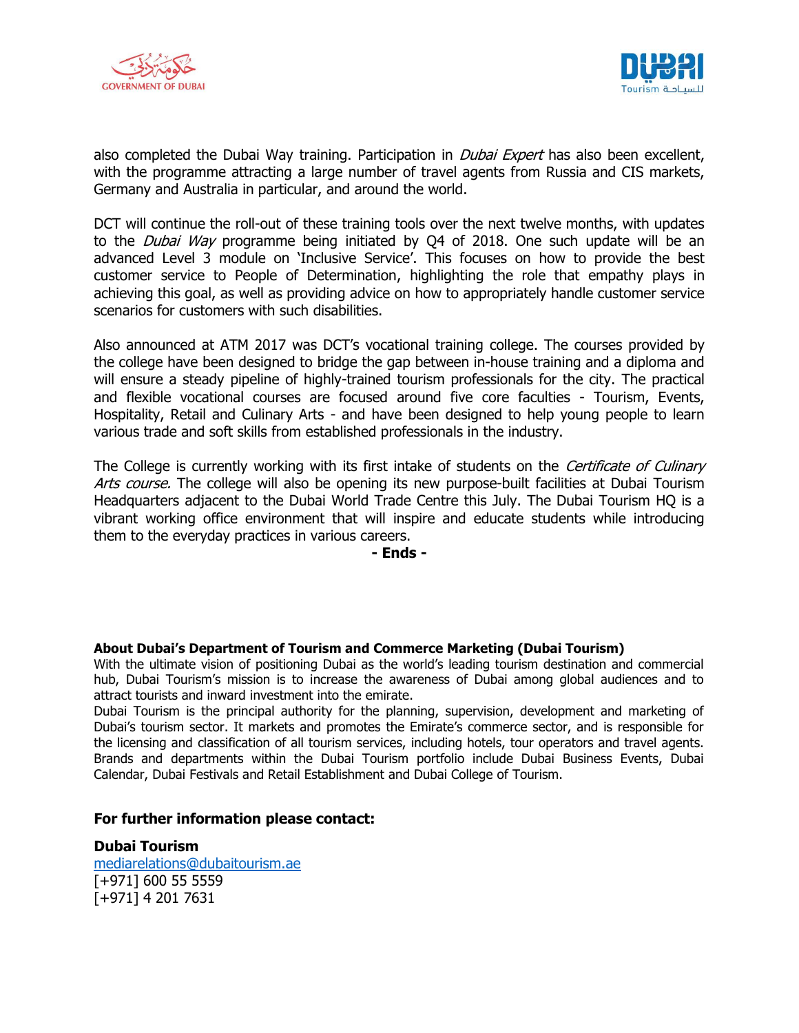also completed the Dubai Way training. Participation in *Dubai Expert* has also been excellent, with the programme attracting a large number of travel agents from Russia and CIS markets, Germany and Australia in particular, and around the world.

DCT will continue the roll-out of these training tools over the next twelve months, with updates to the *Dubai Way* programme being initiated by Q4 of 2018. One such update will be an advanced Level 3 module on 'Inclusive Service'. This focuses on how to provide the best customer service to People of Determination, highlighting the role that empathy plays in achieving this goal, as well as providing advice on how to appropriately handle customer service scenarios for customers with such disabilities.

Also announced at ATM 2017 was DCT's vocational training college. The courses provided by the college have been designed to bridge the gap between in-house training and a diploma and will ensure a steady pipeline of highly-trained tourism professionals for the city. The practical and flexible vocational courses are focused around five core faculties - Tourism, Events, Hospitality, Retail and Culinary Arts - and have been designed to help young people to learn various trade and soft skills from established professionals in the industry.

The College is currently working with its first intake of students on the *Certificate of Culinary Arts course.* The college will also be opening its new purpose-built facilities at Dubai Tourism Headquarters adjacent to the Dubai World Trade Centre this July. The Dubai Tourism HQ is a vibrant working office environment that will inspire and educate students while introducing them to the everyday practices in various careers.

**- Ends -**

**About Dubai's Department of Tourism and Commerce Marketing (Dubai Tourism)**

With the ultimate vision of positioning Dubai as the world's leading tourism destination and commercial hub, Dubai Tourism's mission is to increase the awareness of Dubai among global audiences and to attract tourists and inward investment into the emirate.

Dubai Tourism is the principal authority for the planning, supervision, development and marketing of Dubai's tourism sector. It markets and promotes the Emirate's commerce sector, and is responsible for the licensing and classification of all tourism services, including hotels, tour operators and travel agents. Brands and departments within the Dubai Tourism portfolio include Dubai Business Events, Dubai Calendar, Dubai Festivals and Retail Establishment and Dubai College of Tourism.

**For further information please contact:**

**Dubai Tourism**

mediarelations@dubaitourism.ae

[+971] 600 55 5559

[+971] 4 201 7631